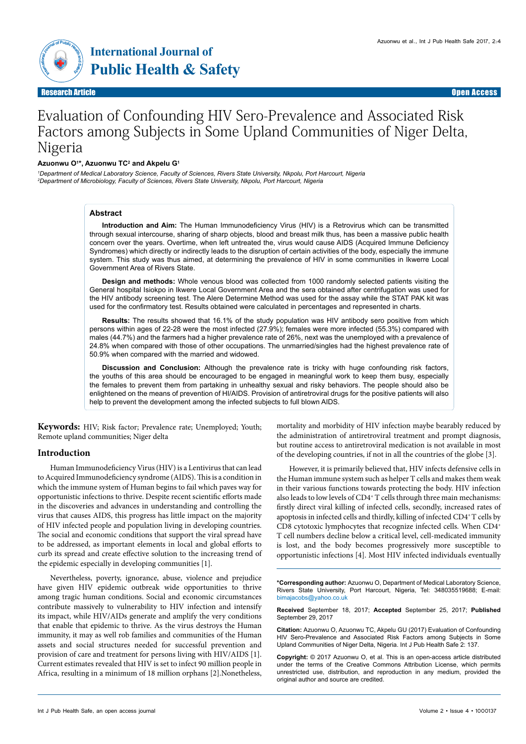International Journal of Public Health & Safety

Research Article — Open Access

# Evaluation of Confounding HIV Sero-Prevalence and Associated Risk Factors among Subjects in Some Upland Communities of Niger Delta, Nigeria

**Azuonwu O[1]*, Azuonwu TC[2] and Akpelu G[1]**

[1]*Department of Medical Laboratory Science, Faculty of Sciences, Rivers State University, Nkpolu, Port Harcourt, Nigeria*
[2]*Department of Microbiology, Faculty of Sciences, Rivers State University, Nkpolu, Port Harcourt, Nigeria*

## Abstract

**Introduction and Aim:** The Human Immunodeficiency Virus (HIV) is a Retrovirus which can be transmitted through sexual intercourse, sharing of sharp objects, blood and breast milk thus, has been a massive public health concern over the years. Overtime, when left untreated the, the virus would cause AIDS (Acquired Immune Deficiency Syndromes) which directly or indirectly leads to the disruption of certain activities of the body, especially the immune system. This study was thus aimed, at determining the prevalence of HIV in some communities in Ikwerre Local Government Area of Rivers State.

**Design and methods:** Whole venous blood was collected from 1000 randomly selected patients visiting the General hospital Isiokpo in Ikwerre Local Government Area and the sera obtained after centrifugation was used for the HIV antibody screening test. The Alere Determine Method was used for the assay while the STAT PAK kit was used for the confirmatory test. Results obtained were calculated in percentages and represented in charts.

**Results:** The results showed that 16.1% of the study population was HIV antibody sero positive from which persons within ages of 22-28 were the most infected (27.9%); females were more infected (55.3%) compared with males (44.7%) and the farmers had a higher prevalence rate of 26%, next was the unemployed with a prevalence of 24.8% when compared with those of other occupations. The unmarried/singles had the highest prevalence rate of 50.9% when compared with the married and widowed.

**Discussion and Conclusion:** Although the prevalence rate is tricky with huge confounding risk factors, the youths of this area should be encouraged to be engaged in meaningful work to keep them busy, especially the females to prevent them from partaking in unhealthy sexual and risky behaviors. The people should also be enlightened on the means of prevention of HI/AIDS. Provision of antiretroviral drugs for the positive patients will also help to prevent the development among the infected subjects to full blown AIDS.

**Keywords:** HIV; Risk factor; Prevalence rate; Unemployed; Youth; Remote upland communities; Niger delta

## Introduction

Human Immunodeficiency Virus (HIV) is a Lentivirus that can lead to Acquired Immunodeficiency syndrome (AIDS). This is a condition in which the immune system of Human begins to fail which paves way for opportunistic infections to thrive. Despite recent scientific efforts made in the discoveries and advances in understanding and controlling the virus that causes AIDS, this progress has little impact on the majority of HIV infected people and population living in developing countries. The social and economic conditions that support the viral spread have to be addressed, as important elements in local and global efforts to curb its spread and create effective solution to the increasing trend of the epidemic especially in developing communities [1].

Nevertheless, poverty, ignorance, abuse, violence and prejudice have given HIV epidemic outbreak wide opportunities to thrive among tragic human conditions. Social and economic circumstances contribute massively to vulnerability to HIV infection and intensify its impact, while HIV/AIDs generate and amplify the very conditions that enable that epidemic to thrive. As the virus destroys the Human immunity, it may as well rob families and communities of the Human assets and social structures needed for successful prevention and provision of care and treatment for persons living with HIV/AIDS [1]. Current estimates revealed that HIV is set to infect 90 million people in Africa, resulting in a minimum of 18 million orphans [2].Nonetheless, mortality and morbidity of HIV infection maybe bearably reduced by the administration of antiretroviral treatment and prompt diagnosis, but routine access to antiretroviral medication is not available in most of the developing countries, if not in all the countries of the globe [3].

However, it is primarily believed that, HIV infects defensive cells in the Human immune system such as helper T cells and makes them weak in their various functions towards protecting the body. HIV infection also leads to low levels of $CD4^+$ T cells through three main mechanisms: firstly direct viral killing of infected cells, secondly, increased rates of apoptosis in infected cells and thirdly, killing of infected $CD4^+$ T cells by CD8 cytotoxic lymphocytes that recognize infected cells. When $CD4^+$ T cell numbers decline below a critical level, cell-medicated immunity is lost, and the body becomes progressively more susceptible to opportunistic infections [4]. Most HIV infected individuals eventually

**\*Corresponding author:** Azuonwu O, Department of Medical Laboratory Science, Rivers State University, Port Harcourt, Nigeria, Tel: 348035519688; E-mail: bimajacobs@yahoo.co.uk

**Received** September 18, 2017; **Accepted** September 25, 2017; **Published** September 29, 2017

**Citation:** Azuonwu O, Azuonwu TC, Akpelu GU (2017) Evaluation of Confounding HIV Sero-Prevalence and Associated Risk Factors among Subjects in Some Upland Communities of Niger Delta, Nigeria. Int J Pub Health Safe 2: 137.

**Copyright:** © 2017 Azuonwu O, et al. This is an open-access article distributed under the terms of the Creative Commons Attribution License, which permits unrestricted use, distribution, and reproduction in any medium, provided the original author and source are credited.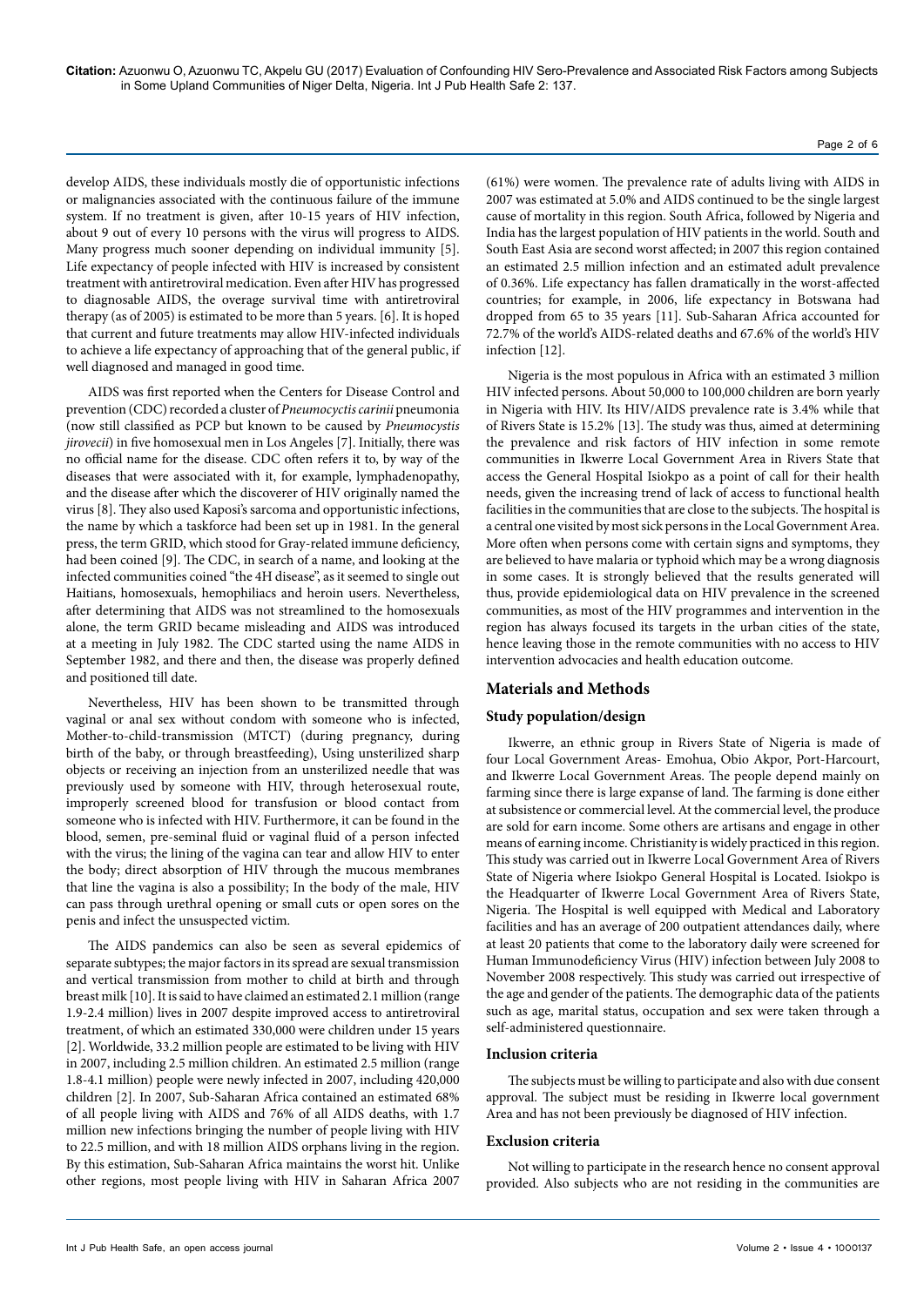develop AIDS, these individuals mostly die of opportunistic infections or malignancies associated with the continuous failure of the immune system. If no treatment is given, after 10-15 years of HIV infection, about 9 out of every 10 persons with the virus will progress to AIDS. Many progress much sooner depending on individual immunity [5]. Life expectancy of people infected with HIV is increased by consistent treatment with antiretroviral medication. Even after HIV has progressed to diagnosable AIDS, the overage survival time with antiretroviral therapy (as of 2005) is estimated to be more than 5 years. [6]. It is hoped that current and future treatments may allow HIV-infected individuals to achieve a life expectancy of approaching that of the general public, if well diagnosed and managed in good time.

AIDS was first reported when the Centers for Disease Control and prevention (CDC) recorded a cluster of *Pneumocyctis carinii* pneumonia (now still classified as PCP but known to be caused by *Pneumocystis jirovecii*) in five homosexual men in Los Angeles [7]. Initially, there was no official name for the disease. CDC often refers it to, by way of the diseases that were associated with it, for example, lymphadenopathy, and the disease after which the discoverer of HIV originally named the virus [8]. They also used Kaposi's sarcoma and opportunistic infections, the name by which a taskforce had been set up in 1981. In the general press, the term GRID, which stood for Gray-related immune deficiency, had been coined [9]. The CDC, in search of a name, and looking at the infected communities coined "the 4H disease", as it seemed to single out Haitians, homosexuals, hemophiliacs and heroin users. Nevertheless, after determining that AIDS was not streamlined to the homosexuals alone, the term GRID became misleading and AIDS was introduced at a meeting in July 1982. The CDC started using the name AIDS in September 1982, and there and then, the disease was properly defined and positioned till date.

Nevertheless, HIV has been shown to be transmitted through vaginal or anal sex without condom with someone who is infected, Mother-to-child-transmission (MTCT) (during pregnancy, during birth of the baby, or through breastfeeding), Using unsterilized sharp objects or receiving an injection from an unsterilized needle that was previously used by someone with HIV, through heterosexual route, improperly screened blood for transfusion or blood contact from someone who is infected with HIV. Furthermore, it can be found in the blood, semen, pre-seminal fluid or vaginal fluid of a person infected with the virus; the lining of the vagina can tear and allow HIV to enter the body; direct absorption of HIV through the mucous membranes that line the vagina is also a possibility; In the body of the male, HIV can pass through urethral opening or small cuts or open sores on the penis and infect the unsuspected victim.

The AIDS pandemics can also be seen as several epidemics of separate subtypes; the major factors in its spread are sexual transmission and vertical transmission from mother to child at birth and through breast milk [10]. It is said to have claimed an estimated 2.1 million (range 1.9-2.4 million) lives in 2007 despite improved access to antiretroviral treatment, of which an estimated 330,000 were children under 15 years [2]. Worldwide, 33.2 million people are estimated to be living with HIV in 2007, including 2.5 million children. An estimated 2.5 million (range 1.8-4.1 million) people were newly infected in 2007, including 420,000 children [2]. In 2007, Sub-Saharan Africa contained an estimated 68% of all people living with AIDS and 76% of all AIDS deaths, with 1.7 million new infections bringing the number of people living with HIV to 22.5 million, and with 18 million AIDS orphans living in the region. By this estimation, Sub-Saharan Africa maintains the worst hit. Unlike other regions, most people living with HIV in Saharan Africa 2007 (61%) were women. The prevalence rate of adults living with AIDS in 2007 was estimated at 5.0% and AIDS continued to be the single largest cause of mortality in this region. South Africa, followed by Nigeria and India has the largest population of HIV patients in the world. South and South East Asia are second worst affected; in 2007 this region contained an estimated 2.5 million infection and an estimated adult prevalence of 0.36%. Life expectancy has fallen dramatically in the worst-affected countries; for example, in 2006, life expectancy in Botswana had dropped from 65 to 35 years [11]. Sub-Saharan Africa accounted for 72.7% of the world's AIDS-related deaths and 67.6% of the world's HIV infection [12].

Nigeria is the most populous in Africa with an estimated 3 million HIV infected persons. About 50,000 to 100,000 children are born yearly in Nigeria with HIV. Its HIV/AIDS prevalence rate is 3.4% while that of Rivers State is 15.2% [13]. The study was thus, aimed at determining the prevalence and risk factors of HIV infection in some remote communities in Ikwerre Local Government Area in Rivers State that access the General Hospital Isiokpo as a point of call for their health needs, given the increasing trend of lack of access to functional health facilities in the communities that are close to the subjects. The hospital is a central one visited by most sick persons in the Local Government Area. More often when persons come with certain signs and symptoms, they are believed to have malaria or typhoid which may be a wrong diagnosis in some cases. It is strongly believed that the results generated will thus, provide epidemiological data on HIV prevalence in the screened communities, as most of the HIV programmes and intervention in the region has always focused its targets in the urban cities of the state, hence leaving those in the remote communities with no access to HIV intervention advocacies and health education outcome.

## Materials and Methods

### Study population/design

Ikwerre, an ethnic group in Rivers State of Nigeria is made of four Local Government Areas- Emohua, Obio Akpor, Port-Harcourt, and Ikwerre Local Government Areas. The people depend mainly on farming since there is large expanse of land. The farming is done either at subsistence or commercial level. At the commercial level, the produce are sold for earn income. Some others are artisans and engage in other means of earning income. Christianity is widely practiced in this region. This study was carried out in Ikwerre Local Government Area of Rivers State of Nigeria where Isiokpo General Hospital is Located. Isiokpo is the Headquarter of Ikwerre Local Government Area of Rivers State, Nigeria. The Hospital is well equipped with Medical and Laboratory facilities and has an average of 200 outpatient attendances daily, where at least 20 patients that come to the laboratory daily were screened for Human Immunodeficiency Virus (HIV) infection between July 2008 to November 2008 respectively. This study was carried out irrespective of the age and gender of the patients. The demographic data of the patients such as age, marital status, occupation and sex were taken through a self-administered questionnaire.

### Inclusion criteria

The subjects must be willing to participate and also with due consent approval. The subject must be residing in Ikwerre local government Area and has not been previously be diagnosed of HIV infection.

### Exclusion criteria

Not willing to participate in the research hence no consent approval provided. Also subjects who are not residing in the communities are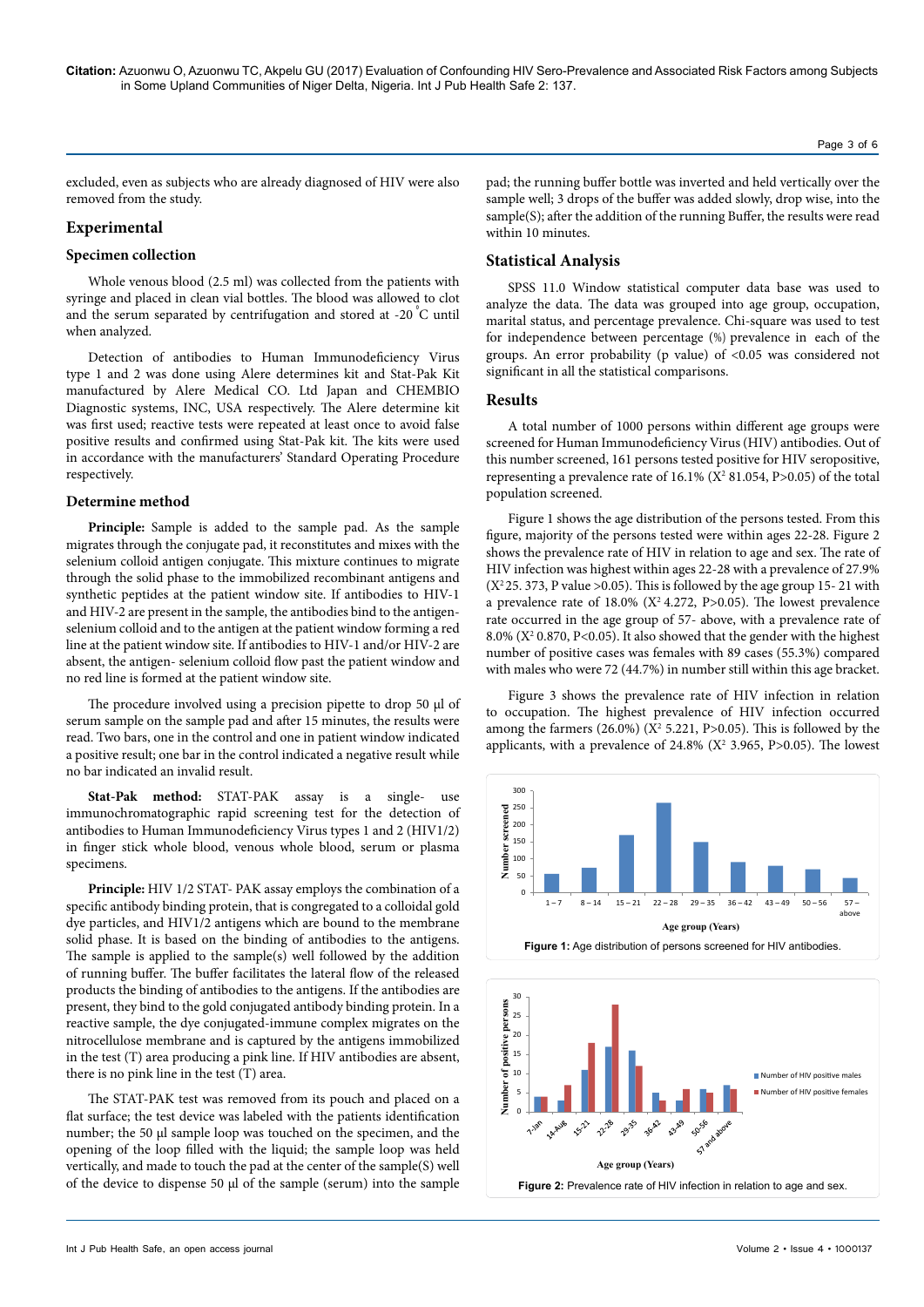excluded, even as subjects who are already diagnosed of HIV were also removed from the study.

## Experimental

### Specimen collection

Whole venous blood (2.5 ml) was collected from the patients with syringe and placed in clean vial bottles. The blood was allowed to clot and the serum separated by centrifugation and stored at -20 °C until when analyzed.

Detection of antibodies to Human Immunodeficiency Virus type 1 and 2 was done using Alere determines kit and Stat-Pak Kit manufactured by Alere Medical CO. Ltd Japan and CHEMBIO Diagnostic systems, INC, USA respectively. The Alere determine kit was first used; reactive tests were repeated at least once to avoid false positive results and confirmed using Stat-Pak kit. The kits were used in accordance with the manufacturers' Standard Operating Procedure respectively.

### Determine method

**Principle:** Sample is added to the sample pad. As the sample migrates through the conjugate pad, it reconstitutes and mixes with the selenium colloid antigen conjugate. This mixture continues to migrate through the solid phase to the immobilized recombinant antigens and synthetic peptides at the patient window site. If antibodies to HIV-1 and HIV-2 are present in the sample, the antibodies bind to the antigen-selenium colloid and to the antigen at the patient window forming a red line at the patient window site. If antibodies to HIV-1 and/or HIV-2 are absent, the antigen- selenium colloid flow past the patient window and no red line is formed at the patient window site.

The procedure involved using a precision pipette to drop 50 µl of serum sample on the sample pad and after 15 minutes, the results were read. Two bars, one in the control and one in patient window indicated a positive result; one bar in the control indicated a negative result while no bar indicated an invalid result.

**Stat-Pak method:** STAT-PAK assay is a single- use immunochromatographic rapid screening test for the detection of antibodies to Human Immunodeficiency Virus types 1 and 2 (HIV1/2) in finger stick whole blood, venous whole blood, serum or plasma specimens.

**Principle:** HIV 1/2 STAT- PAK assay employs the combination of a specific antibody binding protein, that is congregated to a colloidal gold dye particles, and HIV1/2 antigens which are bound to the membrane solid phase. It is based on the binding of antibodies to the antigens. The sample is applied to the sample(s) well followed by the addition of running buffer. The buffer facilitates the lateral flow of the released products the binding of antibodies to the antigens. If the antibodies are present, they bind to the gold conjugated antibody binding protein. In a reactive sample, the dye conjugated-immune complex migrates on the nitrocellulose membrane and is captured by the antigens immobilized in the test (T) area producing a pink line. If HIV antibodies are absent, there is no pink line in the test (T) area.

The STAT-PAK test was removed from its pouch and placed on a flat surface; the test device was labeled with the patients identification number; the 50 µl sample loop was touched on the specimen, and the opening of the loop filled with the liquid; the sample loop was held vertically, and made to touch the pad at the center of the sample(S) well of the device to dispense 50 µl of the sample (serum) into the sample pad; the running buffer bottle was inverted and held vertically over the sample well; 3 drops of the buffer was added slowly, drop wise, into the sample(S); after the addition of the running Buffer, the results were read within 10 minutes.

## Statistical Analysis

SPSS 11.0 Window statistical computer data base was used to analyze the data. The data was grouped into age group, occupation, marital status, and percentage prevalence. Chi-square was used to test for independence between percentage (%) prevalence in each of the groups. An error probability (p value) of <0.05 was considered not significant in all the statistical comparisons.

## Results

A total number of 1000 persons within different age groups were screened for Human Immunodeficiency Virus (HIV) antibodies. Out of this number screened, 161 persons tested positive for HIV seropositive, representing a prevalence rate of 16.1% ($X^2$ 81.054, P>0.05) of the total population screened.

Figure 1 shows the age distribution of the persons tested. From this figure, majority of the persons tested were within ages 22-28. Figure 2 shows the prevalence rate of HIV in relation to age and sex. The rate of HIV infection was highest within ages 22-28 with a prevalence of 27.9% ($X^2$ 25. 373, P value >0.05). This is followed by the age group 15- 21 with a prevalence rate of 18.0% ($X^2$ 4.272, P>0.05). The lowest prevalence rate occurred in the age group of 57- above, with a prevalence rate of 8.0% ($X^2$ 0.870, P<0.05). It also showed that the gender with the highest number of positive cases was females with 89 cases (55.3%) compared with males who were 72 (44.7%) in number still within this age bracket.

Figure 3 shows the prevalence rate of HIV infection in relation to occupation. The highest prevalence of HIV infection occurred among the farmers (26.0%) ($X^2$ 5.221, P>0.05). This is followed by the applicants, with a prevalence of 24.8% ($X^2$ 3.965, P>0.05). The lowest

**Figure 1:** Age distribution of persons screened for HIV antibodies.

**Figure 2:** Prevalence rate of HIV infection in relation to age and sex.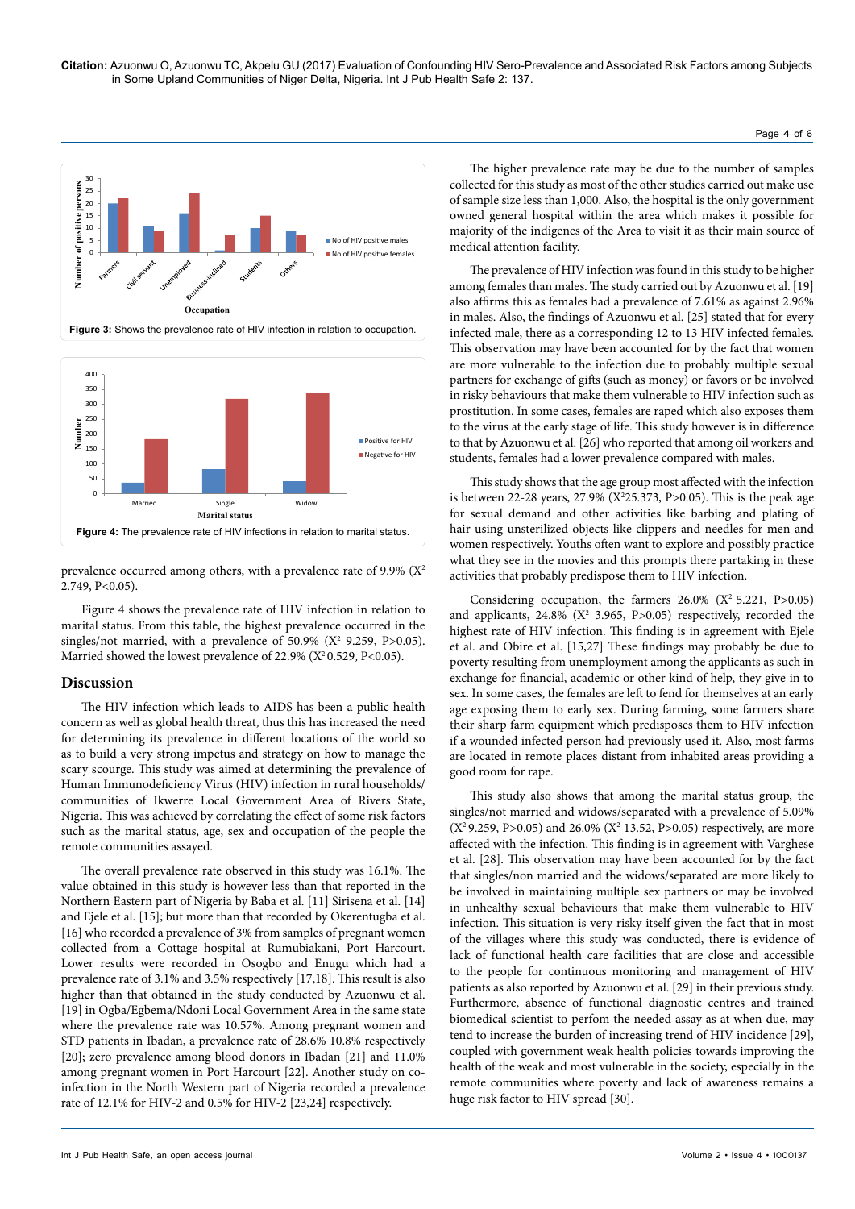Figure 3: Shows the prevalence rate of HIV infection in relation to occupation.

Figure 4: The prevalence rate of HIV infections in relation to marital status.

prevalence occurred among others, with a prevalence rate of 9.9% ($X^2$ 2.749, $P<0.05$).

Figure 4 shows the prevalence rate of HIV infection in relation to marital status. From this table, the highest prevalence occurred in the singles/not married, with a prevalence of 50.9% ($X^2$ 9.259, $P>0.05$). Married showed the lowest prevalence of 22.9% ($X^2$ 0.529, $P<0.05$).

## Discussion

The HIV infection which leads to AIDS has been a public health concern as well as global health threat, thus this has increased the need for determining its prevalence in different locations of the world so as to build a very strong impetus and strategy on how to manage the scary scourge. This study was aimed at determining the prevalence of Human Immunodeficiency Virus (HIV) infection in rural households/communities of Ikwerre Local Government Area of Rivers State, Nigeria. This was achieved by correlating the effect of some risk factors such as the marital status, age, sex and occupation of the people the remote communities assayed.

The overall prevalence rate observed in this study was 16.1%. The value obtained in this study is however less than that reported in the Northern Eastern part of Nigeria by Baba et al. [11] Sirisena et al. [14] and Ejele et al. [15]; but more than that recorded by Okerentugba et al. [16] who recorded a prevalence of 3% from samples of pregnant women collected from a Cottage hospital at Rumubiakani, Port Harcourt. Lower results were recorded in Osogbo and Enugu which had a prevalence rate of 3.1% and 3.5% respectively [17,18]. This result is also higher than that obtained in the study conducted by Azuonwu et al. [19] in Ogba/Egbema/Ndoni Local Government Area in the same state where the prevalence rate was 10.57%. Among pregnant women and STD patients in Ibadan, a prevalence rate of 28.6% 10.8% respectively [20]; zero prevalence among blood donors in Ibadan [21] and 11.0% among pregnant women in Port Harcourt [22]. Another study on co-infection in the North Western part of Nigeria recorded a prevalence rate of 12.1% for HIV-2 and 0.5% for HIV-2 [23,24] respectively.

The higher prevalence rate may be due to the number of samples collected for this study as most of the other studies carried out make use of sample size less than 1,000. Also, the hospital is the only government owned general hospital within the area which makes it possible for majority of the indigenes of the Area to visit it as their main source of medical attention facility.

The prevalence of HIV infection was found in this study to be higher among females than males. The study carried out by Azuonwu et al. [19] also affirms this as females had a prevalence of 7.61% as against 2.96% in males. Also, the findings of Azuonwu et al. [25] stated that for every infected male, there as a corresponding 12 to 13 HIV infected females. This observation may have been accounted for by the fact that women are more vulnerable to the infection due to probably multiple sexual partners for exchange of gifts (such as money) or favors or be involved in risky behaviours that make them vulnerable to HIV infection such as prostitution. In some cases, females are raped which also exposes them to the virus at the early stage of life. This study however is in difference to that by Azuonwu et al. [26] who reported that among oil workers and students, females had a lower prevalence compared with males.

This study shows that the age group most affected with the infection is between 22-28 years, 27.9% ($X^2$25.373, $P>0.05$). This is the peak age for sexual demand and other activities like barbing and plating of hair using unsterilized objects like clippers and needles for men and women respectively. Youths often want to explore and possibly practice what they see in the movies and this prompts there partaking in these activities that probably predispose them to HIV infection.

Considering occupation, the farmers 26.0% ($X^2$ 5.221, $P>0.05$) and applicants, 24.8% ($X^2$ 3.965, $P>0.05$) respectively, recorded the highest rate of HIV infection. This finding is in agreement with Ejele et al. and Obire et al. [15,27] These findings may probably be due to poverty resulting from unemployment among the applicants as such in exchange for financial, academic or other kind of help, they give in to sex. In some cases, the females are left to fend for themselves at an early age exposing them to early sex. During farming, some farmers share their sharp farm equipment which predisposes them to HIV infection if a wounded infected person had previously used it. Also, most farms are located in remote places distant from inhabited areas providing a good room for rape.

This study also shows that among the marital status group, the singles/not married and widows/separated with a prevalence of 5.09% ($X^2$ 9.259, $P>0.05$) and 26.0% ($X^2$ 13.52, $P>0.05$) respectively, are more affected with the infection. This finding is in agreement with Varghese et al. [28]. This observation may have been accounted for by the fact that singles/non married and the widows/separated are more likely to be involved in maintaining multiple sex partners or may be involved in unhealthy sexual behaviours that make them vulnerable to HIV infection. This situation is very risky itself given the fact that in most of the villages where this study was conducted, there is evidence of lack of functional health care facilities that are close and accessible to the people for continuous monitoring and management of HIV patients as also reported by Azuonwu et al. [29] in their previous study. Furthermore, absence of functional diagnostic centres and trained biomedical scientist to perfom the needed assay as at when due, may tend to increase the burden of increasing trend of HIV incidence [29], coupled with government weak health policies towards improving the health of the weak and most vulnerable in the society, especially in the remote communities where poverty and lack of awareness remains a huge risk factor to HIV spread [30].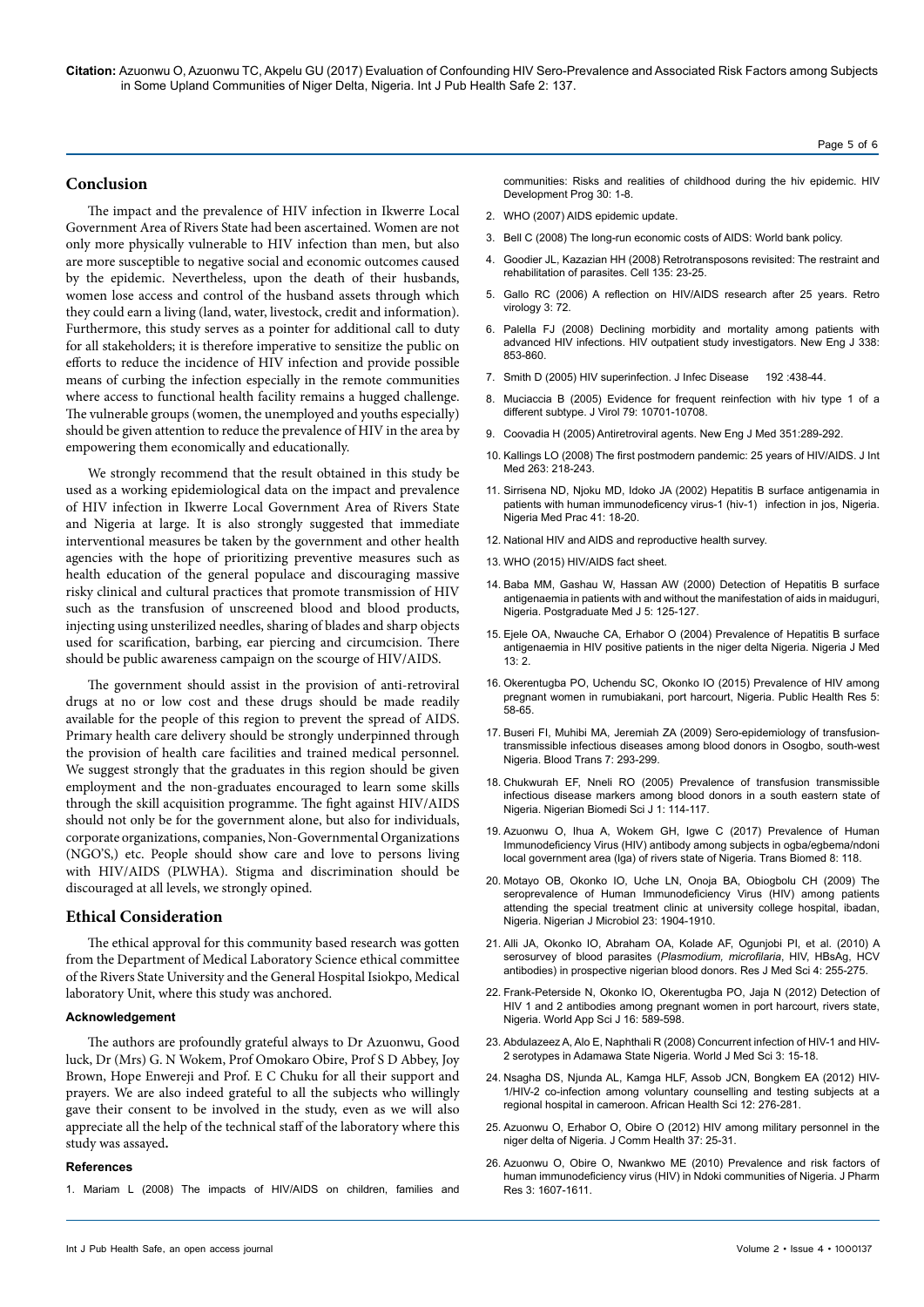## Conclusion

The impact and the prevalence of HIV infection in Ikwerre Local Government Area of Rivers State had been ascertained. Women are not only more physically vulnerable to HIV infection than men, but also are more susceptible to negative social and economic outcomes caused by the epidemic. Nevertheless, upon the death of their husbands, women lose access and control of the husband assets through which they could earn a living (land, water, livestock, credit and information). Furthermore, this study serves as a pointer for additional call to duty for all stakeholders; it is therefore imperative to sensitize the public on efforts to reduce the incidence of HIV infection and provide possible means of curbing the infection especially in the remote communities where access to functional health facility remains a hugged challenge. The vulnerable groups (women, the unemployed and youths especially) should be given attention to reduce the prevalence of HIV in the area by empowering them economically and educationally.

We strongly recommend that the result obtained in this study be used as a working epidemiological data on the impact and prevalence of HIV infection in Ikwerre Local Government Area of Rivers State and Nigeria at large. It is also strongly suggested that immediate interventional measures be taken by the government and other health agencies with the hope of prioritizing preventive measures such as health education of the general populace and discouraging massive risky clinical and cultural practices that promote transmission of HIV such as the transfusion of unscreened blood and blood products, injecting using unsterilized needles, sharing of blades and sharp objects used for scarification, barbing, ear piercing and circumcision. There should be public awareness campaign on the scourge of HIV/AIDS.

The government should assist in the provision of anti-retroviral drugs at no or low cost and these drugs should be made readily available for the people of this region to prevent the spread of AIDS. Primary health care delivery should be strongly underpinned through the provision of health care facilities and trained medical personnel. We suggest strongly that the graduates in this region should be given employment and the non-graduates encouraged to learn some skills through the skill acquisition programme. The fight against HIV/AIDS should not only be for the government alone, but also for individuals, corporate organizations, companies, Non-Governmental Organizations (NGO'S,) etc. People should show care and love to persons living with HIV/AIDS (PLWHA). Stigma and discrimination should be discouraged at all levels, we strongly opined.

## Ethical Consideration

The ethical approval for this community based research was gotten from the Department of Medical Laboratory Science ethical committee of the Rivers State University and the General Hospital Isiokpo, Medical laboratory Unit, where this study was anchored.

### Acknowledgement

The authors are profoundly grateful always to Dr Azuonwu, Good luck, Dr (Mrs) G. N Wokem, Prof Omokaro Obire, Prof S D Abbey, Joy Brown, Hope Enwereji and Prof. E C Chuku for all their support and prayers. We are also indeed grateful to all the subjects who willingly gave their consent to be involved in the study, even as we will also appreciate all the help of the technical staff of the laboratory where this study was assayed**.**

### References

1. Mariam L (2008) The impacts of HIV/AIDS on children, families and communities: Risks and realities of childhood during the hiv epidemic. HIV Development Prog 30: 1-8.
2. WHO (2007) AIDS epidemic update.
3. Bell C (2008) The long-run economic costs of AIDS: World bank policy.
4. Goodier JL, Kazazian HH (2008) Retrotransposons revisited: The restraint and rehabilitation of parasites. Cell 135: 23-25.
5. Gallo RC (2006) A reflection on HIV/AIDS research after 25 years. Retro virology 3: 72.
6. Palella FJ (2008) Declining morbidity and mortality among patients with advanced HIV infections. HIV outpatient study investigators. New Eng J 338: 853-860.
7. Smith D (2005) HIV superinfection. J Infec Disease 192 :438-44.
8. Muciaccia B (2005) Evidence for frequent reinfection with hiv type 1 of a different subtype. J Virol 79: 10701-10708.
9. Coovadia H (2005) Antiretroviral agents. New Eng J Med 351:289-292.
10. Kallings LO (2008) The first postmodern pandemic: 25 years of HIV/AIDS. J Int Med 263: 218-243.
11. Sirrisena ND, Njoku MD, Idoko JA (2002) Hepatitis B surface antigenamia in patients with human immunodeficency virus-1 (hiv-1) infection in jos, Nigeria. Nigeria Med Prac 41: 18-20.
12. National HIV and AIDS and reproductive health survey.
13. WHO (2015) HIV/AIDS fact sheet.
14. Baba MM, Gashau W, Hassan AW (2000) Detection of Hepatitis B surface antigenaemia in patients with and without the manifestation of aids in maiduguri, Nigeria. Postgraduate Med J 5: 125-127.
15. Ejele OA, Nwauche CA, Erhabor O (2004) Prevalence of Hepatitis B surface antigenaemia in HIV positive patients in the niger delta Nigeria. Nigeria J Med 13: 2.
16. Okerentugba PO, Uchendu SC, Okonko IO (2015) Prevalence of HIV among pregnant women in rumubiakani, port harcourt, Nigeria. Public Health Res 5: 58-65.
17. Buseri FI, Muhibi MA, Jeremiah ZA (2009) Sero-epidemiology of transfusion-transmissible infectious diseases among blood donors in Osogbo, south-west Nigeria. Blood Trans 7: 293-299.
18. Chukwurah EF, Nneli RO (2005) Prevalence of transfusion transmissible infectious disease markers among blood donors in a south eastern state of Nigeria. Nigerian Biomedi Sci J 1: 114-117.
19. Azuonwu O, Ihua A, Wokem GH, Igwe C (2017) Prevalence of Human Immunodeficiency Virus (HIV) antibody among subjects in ogba/egbema/ndoni local government area (lga) of rivers state of Nigeria. Trans Biomed 8: 118.
20. Motayo OB, Okonko IO, Uche LN, Onoja BA, Obiogbolu CH (2009) The seroprevalence of Human Immunodeficiency Virus (HIV) among patients attending the special treatment clinic at university college hospital, ibadan, Nigeria. Nigerian J Microbiol 23: 1904-1910.
21. Alli JA, Okonko IO, Abraham OA, Kolade AF, Ogunjobi PI, et al. (2010) A serosurvey of blood parasites (*Plasmodium, microfilaria*, HIV, HBsAg, HCV antibodies) in prospective nigerian blood donors. Res J Med Sci 4: 255-275.
22. Frank-Peterside N, Okonko IO, Okerentugba PO, Jaja N (2012) Detection of HIV 1 and 2 antibodies among pregnant women in port harcourt, rivers state, Nigeria. World App Sci J 16: 589-598.
23. Abdulazeez A, Alo E, Naphthali R (2008) Concurrent infection of HIV-1 and HIV-2 serotypes in Adamawa State Nigeria. World J Med Sci 3: 15-18.
24. Nsagha DS, Njunda AL, Kamga HLF, Assob JCN, Bongkem EA (2012) HIV-1/HIV-2 co-infection among voluntary counselling and testing subjects at a regional hospital in cameroon. African Health Sci 12: 276-281.
25. Azuonwu O, Erhabor O, Obire O (2012) HIV among military personnel in the niger delta of Nigeria. J Comm Health 37: 25-31.
26. Azuonwu O, Obire O, Nwankwo ME (2010) Prevalence and risk factors of human immunodeficiency virus (HIV) in Ndoki communities of Nigeria. J Pharm Res 3: 1607-1611.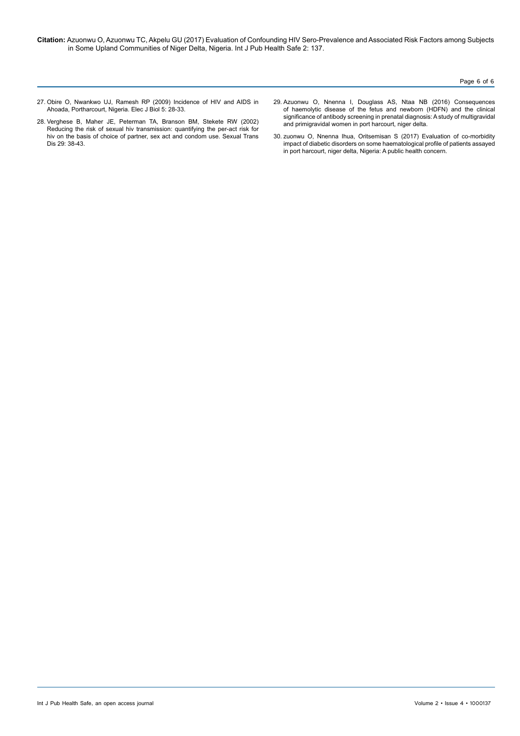27. Obire O, Nwankwo UJ, Ramesh RP (2009) Incidence of HIV and AIDS in Ahoada, Portharcourt, Nigeria. Elec J Biol 5: 28-33.
28. Verghese B, Maher JE, Peterman TA, Branson BM, Stekete RW (2002) Reducing the risk of sexual hiv transmission: quantifying the per-act risk for hiv on the basis of choice of partner, sex act and condom use. Sexual Trans Dis 29: 38-43.
29. Azuonwu O, Nnenna I, Douglass AS, Ntaa NB (2016) Consequences of haemolytic disease of the fetus and newborn (HDFN) and the clinical significance of antibody screening in prenatal diagnosis: A study of multigravidal and primigravidal women in port harcourt, niger delta.
30. zuonwu O, Nnenna Ihua, Oritsemisan S (2017) Evaluation of co-morbidity impact of diabetic disorders on some haematological profile of patients assayed in port harcourt, niger delta, Nigeria: A public health concern.